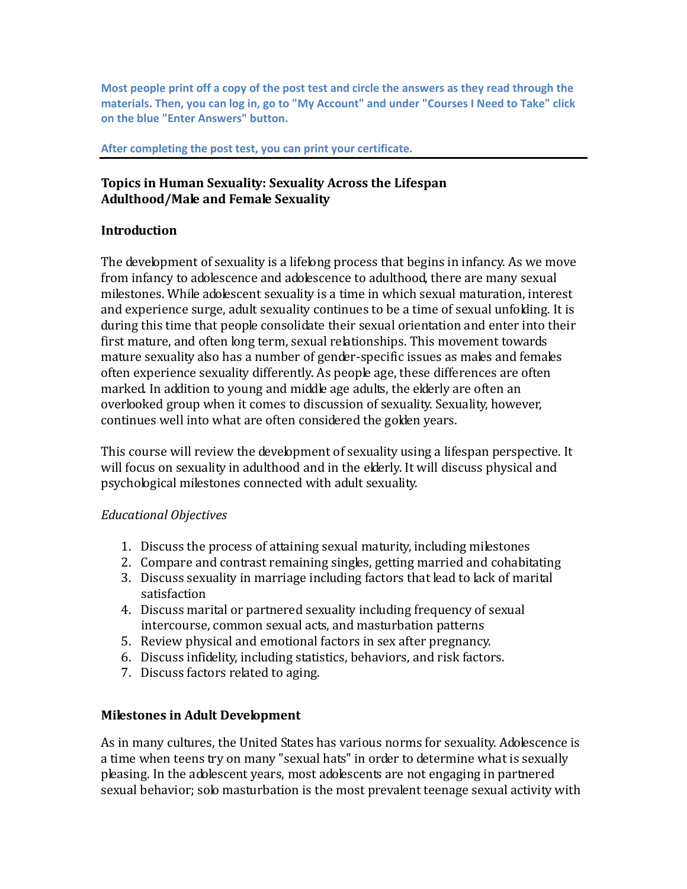**Most people print off a copy of the post test and circle the answers as they read through the materials. Then, you can log in, go to "My Account" and under "Courses I Need to Take" click on the blue "Enter Answers" button.**

**After completing the post test, you can print your certificate.**

---

## Topics in Human Sexuality: Sexuality Across the Lifespan Adulthood/Male and Female Sexuality

### Introduction

The development of sexuality is a lifelong process that begins in infancy. As we move from infancy to adolescence and adolescence to adulthood, there are many sexual milestones. While adolescent sexuality is a time in which sexual maturation, interest and experience surge, adult sexuality continues to be a time of sexual unfolding. It is during this time that people consolidate their sexual orientation and enter into their first mature, and often long term, sexual relationships. This movement towards mature sexuality also has a number of gender-specific issues as males and females often experience sexuality differently. As people age, these differences are often marked. In addition to young and middle age adults, the elderly are often an overlooked group when it comes to discussion of sexuality. Sexuality, however, continues well into what are often considered the golden years.

This course will review the development of sexuality using a lifespan perspective. It will focus on sexuality in adulthood and in the elderly. It will discuss physical and psychological milestones connected with adult sexuality.

*Educational Objectives*

1. Discuss the process of attaining sexual maturity, including milestones
2. Compare and contrast remaining singles, getting married and cohabitating
3. Discuss sexuality in marriage including factors that lead to lack of marital satisfaction
4. Discuss marital or partnered sexuality including frequency of sexual intercourse, common sexual acts, and masturbation patterns
5. Review physical and emotional factors in sex after pregnancy.
6. Discuss infidelity, including statistics, behaviors, and risk factors.
7. Discuss factors related to aging.

### Milestones in Adult Development

As in many cultures, the United States has various norms for sexuality. Adolescence is a time when teens try on many "sexual hats" in order to determine what is sexually pleasing. In the adolescent years, most adolescents are not engaging in partnered sexual behavior; solo masturbation is the most prevalent teenage sexual activity with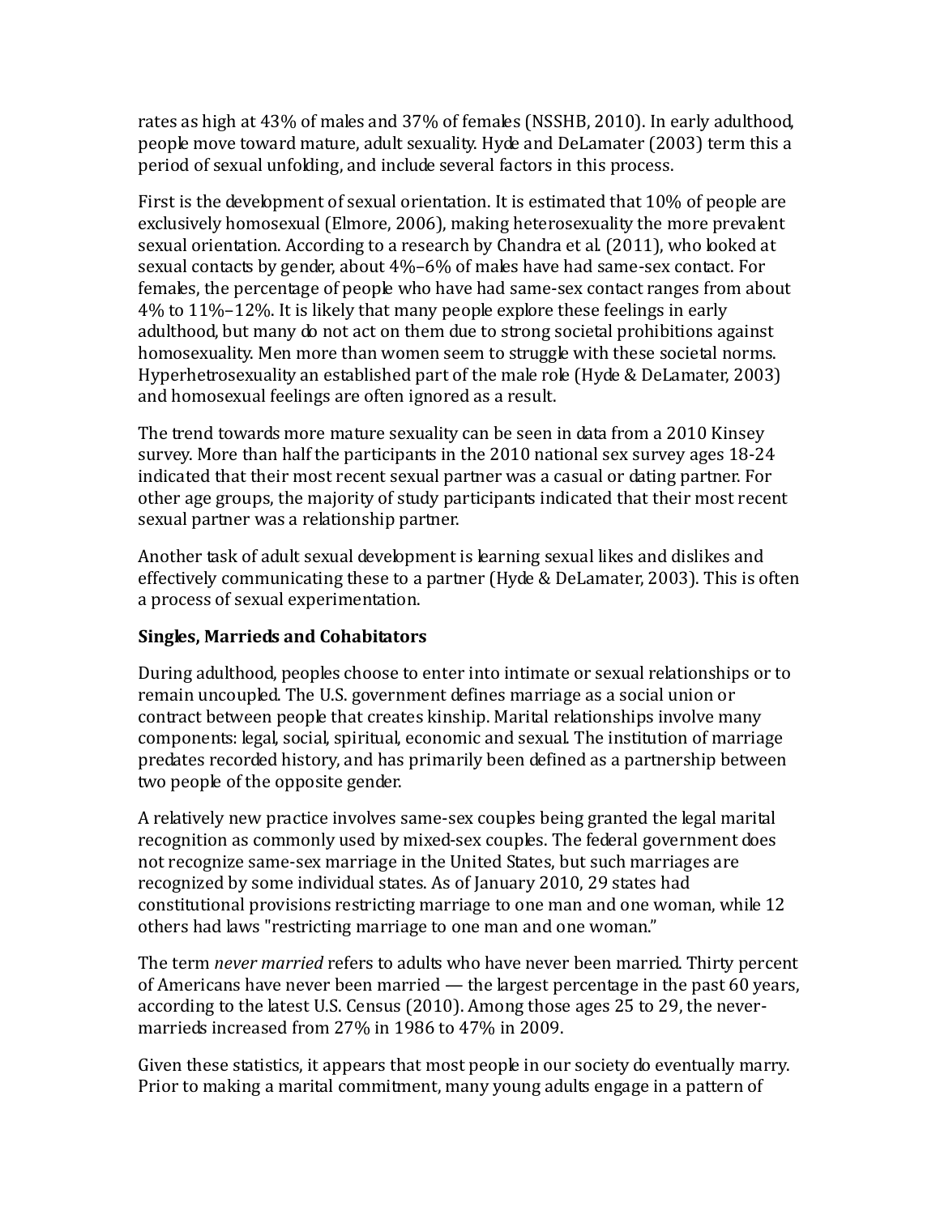rates as high at 43% of males and 37% of females (NSSHB, 2010). In early adulthood, people move toward mature, adult sexuality. Hyde and DeLamater (2003) term this a period of sexual unfolding, and include several factors in this process.

First is the development of sexual orientation. It is estimated that 10% of people are exclusively homosexual (Elmore, 2006), making heterosexuality the more prevalent sexual orientation. According to a research by Chandra et al. (2011), who looked at sexual contacts by gender, about 4%–6% of males have had same-sex contact. For females, the percentage of people who have had same-sex contact ranges from about 4% to 11%–12%. It is likely that many people explore these feelings in early adulthood, but many do not act on them due to strong societal prohibitions against homosexuality. Men more than women seem to struggle with these societal norms. Hyperhetrosexuality an established part of the male role (Hyde & DeLamater, 2003) and homosexual feelings are often ignored as a result.

The trend towards more mature sexuality can be seen in data from a 2010 Kinsey survey. More than half the participants in the 2010 national sex survey ages 18-24 indicated that their most recent sexual partner was a casual or dating partner. For other age groups, the majority of study participants indicated that their most recent sexual partner was a relationship partner.

Another task of adult sexual development is learning sexual likes and dislikes and effectively communicating these to a partner (Hyde & DeLamater, 2003). This is often a process of sexual experimentation.

**Singles, Marrieds and Cohabitators**

During adulthood, peoples choose to enter into intimate or sexual relationships or to remain uncoupled. The U.S. government defines marriage as a social union or contract between people that creates kinship. Marital relationships involve many components: legal, social, spiritual, economic and sexual. The institution of marriage predates recorded history, and has primarily been defined as a partnership between two people of the opposite gender.

A relatively new practice involves same-sex couples being granted the legal marital recognition as commonly used by mixed-sex couples. The federal government does not recognize same-sex marriage in the United States, but such marriages are recognized by some individual states. As of January 2010, 29 states had constitutional provisions restricting marriage to one man and one woman, while 12 others had laws "restricting marriage to one man and one woman."

The term *never married* refers to adults who have never been married. Thirty percent of Americans have never been married — the largest percentage in the past 60 years, according to the latest U.S. Census (2010). Among those ages 25 to 29, the never-marrieds increased from 27% in 1986 to 47% in 2009.

Given these statistics, it appears that most people in our society do eventually marry. Prior to making a marital commitment, many young adults engage in a pattern of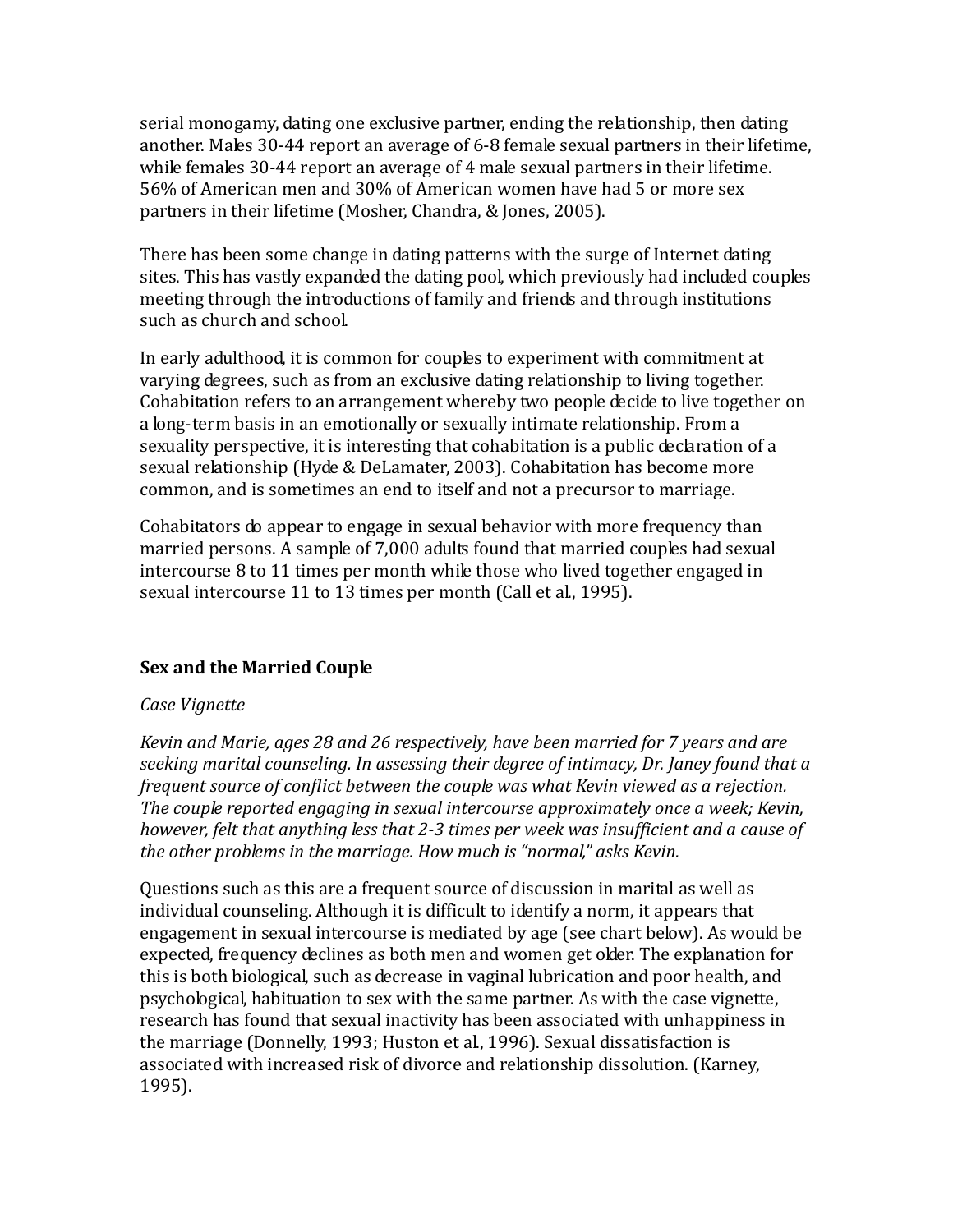serial monogamy, dating one exclusive partner, ending the relationship, then dating another. Males 30-44 report an average of 6-8 female sexual partners in their lifetime, while females 30-44 report an average of 4 male sexual partners in their lifetime. 56% of American men and 30% of American women have had 5 or more sex partners in their lifetime (Mosher, Chandra, & Jones, 2005).

There has been some change in dating patterns with the surge of Internet dating sites. This has vastly expanded the dating pool, which previously had included couples meeting through the introductions of family and friends and through institutions such as church and school.

In early adulthood, it is common for couples to experiment with commitment at varying degrees, such as from an exclusive dating relationship to living together. Cohabitation refers to an arrangement whereby two people decide to live together on a long-term basis in an emotionally or sexually intimate relationship. From a sexuality perspective, it is interesting that cohabitation is a public declaration of a sexual relationship (Hyde & DeLamater, 2003). Cohabitation has become more common, and is sometimes an end to itself and not a precursor to marriage.

Cohabitators do appear to engage in sexual behavior with more frequency than married persons. A sample of 7,000 adults found that married couples had sexual intercourse 8 to 11 times per month while those who lived together engaged in sexual intercourse 11 to 13 times per month (Call et al., 1995).

**Sex and the Married Couple**

*Case Vignette*

*Kevin and Marie, ages 28 and 26 respectively, have been married for 7 years and are seeking marital counseling. In assessing their degree of intimacy, Dr. Janey found that a frequent source of conflict between the couple was what Kevin viewed as a rejection. The couple reported engaging in sexual intercourse approximately once a week; Kevin, however, felt that anything less that 2-3 times per week was insufficient and a cause of the other problems in the marriage. How much is "normal," asks Kevin.*

Questions such as this are a frequent source of discussion in marital as well as individual counseling. Although it is difficult to identify a norm, it appears that engagement in sexual intercourse is mediated by age (see chart below). As would be expected, frequency declines as both men and women get older. The explanation for this is both biological, such as decrease in vaginal lubrication and poor health, and psychological, habituation to sex with the same partner. As with the case vignette, research has found that sexual inactivity has been associated with unhappiness in the marriage (Donnelly, 1993; Huston et al., 1996). Sexual dissatisfaction is associated with increased risk of divorce and relationship dissolution. (Karney, 1995).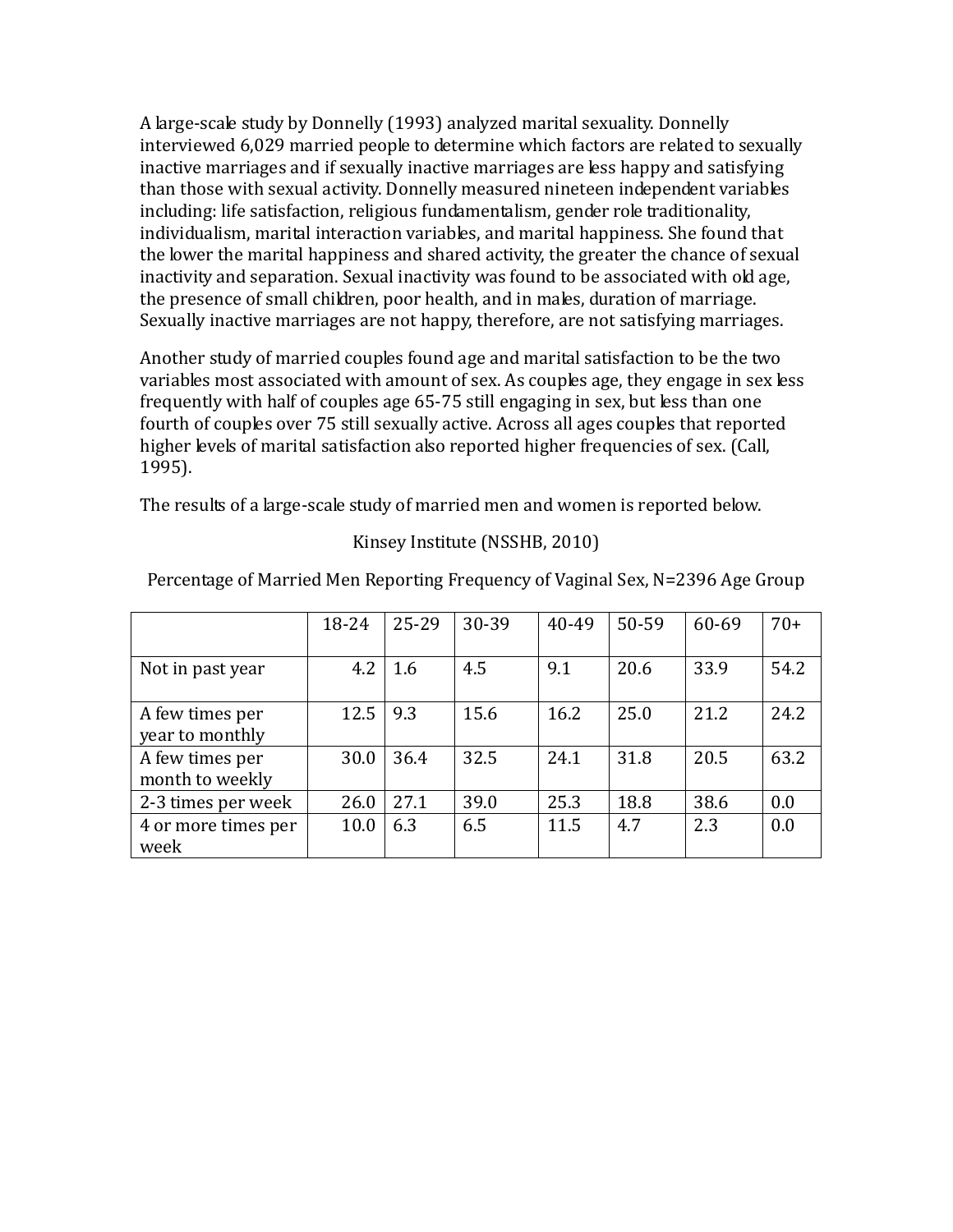A large-scale study by Donnelly (1993) analyzed marital sexuality. Donnelly interviewed 6,029 married people to determine which factors are related to sexually inactive marriages and if sexually inactive marriages are less happy and satisfying than those with sexual activity. Donnelly measured nineteen independent variables including: life satisfaction, religious fundamentalism, gender role traditionality, individualism, marital interaction variables, and marital happiness. She found that the lower the marital happiness and shared activity, the greater the chance of sexual inactivity and separation. Sexual inactivity was found to be associated with old age, the presence of small children, poor health, and in males, duration of marriage. Sexually inactive marriages are not happy, therefore, are not satisfying marriages.

Another study of married couples found age and marital satisfaction to be the two variables most associated with amount of sex. As couples age, they engage in sex less frequently with half of couples age 65-75 still engaging in sex, but less than one fourth of couples over 75 still sexually active. Across all ages couples that reported higher levels of marital satisfaction also reported higher frequencies of sex. (Call, 1995).

The results of a large-scale study of married men and women is reported below.

Kinsey Institute (NSSHB, 2010)

Percentage of Married Men Reporting Frequency of Vaginal Sex, N=2396 Age Group

| | 18-24 | 25-29 | 30-39 | 40-49 | 50-59 | 60-69 | 70+ |
|---|---|---|---|---|---|---|---|
| Not in past year | 4.2 | 1.6 | 4.5 | 9.1 | 20.6 | 33.9 | 54.2 |
| A few times per year to monthly | 12.5 | 9.3 | 15.6 | 16.2 | 25.0 | 21.2 | 24.2 |
| A few times per month to weekly | 30.0 | 36.4 | 32.5 | 24.1 | 31.8 | 20.5 | 63.2 |
| 2-3 times per week | 26.0 | 27.1 | 39.0 | 25.3 | 18.8 | 38.6 | 0.0 |
| 4 or more times per week | 10.0 | 6.3 | 6.5 | 11.5 | 4.7 | 2.3 | 0.0 |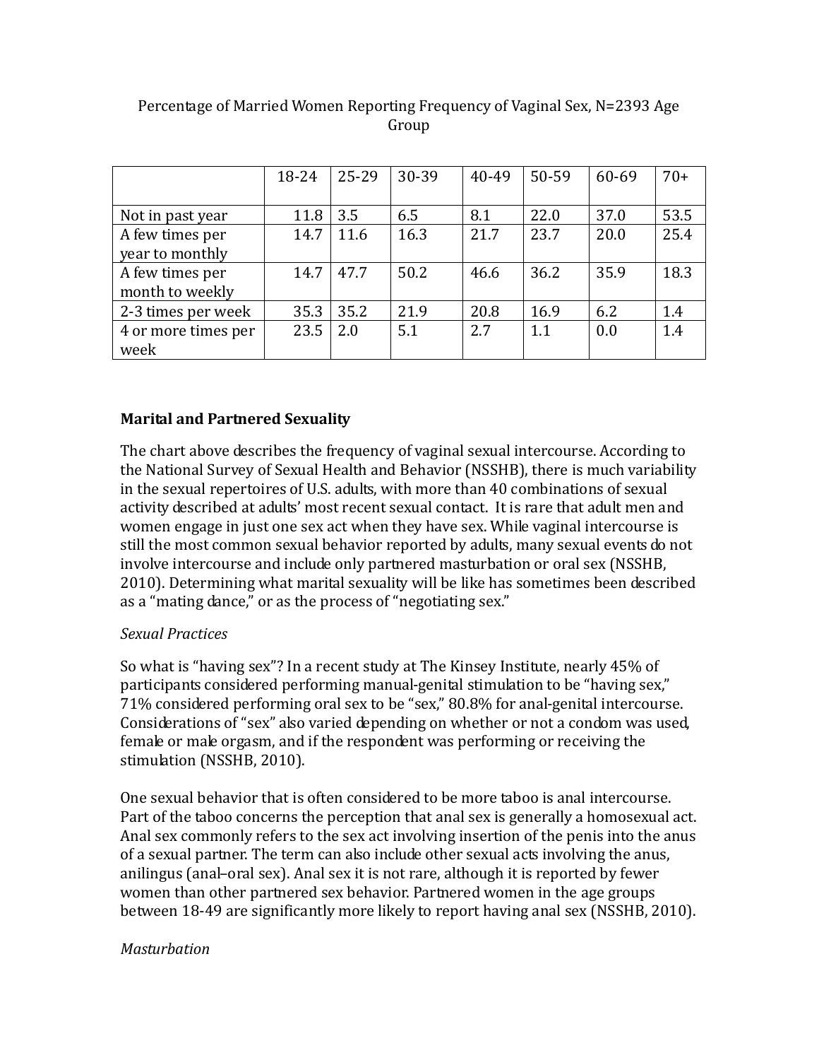Percentage of Married Women Reporting Frequency of Vaginal Sex, N=2393 Age Group

| | 18-24 | 25-29 | 30-39 | 40-49 | 50-59 | 60-69 | 70+ |
|---|---|---|---|---|---|---|---|
| Not in past year | 11.8 | 3.5 | 6.5 | 8.1 | 22.0 | 37.0 | 53.5 |
| A few times per year to monthly | 14.7 | 11.6 | 16.3 | 21.7 | 23.7 | 20.0 | 25.4 |
| A few times per month to weekly | 14.7 | 47.7 | 50.2 | 46.6 | 36.2 | 35.9 | 18.3 |
| 2-3 times per week | 35.3 | 35.2 | 21.9 | 20.8 | 16.9 | 6.2 | 1.4 |
| 4 or more times per week | 23.5 | 2.0 | 5.1 | 2.7 | 1.1 | 0.0 | 1.4 |

**Marital and Partnered Sexuality**

The chart above describes the frequency of vaginal sexual intercourse. According to the National Survey of Sexual Health and Behavior (NSSHB), there is much variability in the sexual repertoires of U.S. adults, with more than 40 combinations of sexual activity described at adults' most recent sexual contact. It is rare that adult men and women engage in just one sex act when they have sex. While vaginal intercourse is still the most common sexual behavior reported by adults, many sexual events do not involve intercourse and include only partnered masturbation or oral sex (NSSHB, 2010). Determining what marital sexuality will be like has sometimes been described as a "mating dance," or as the process of "negotiating sex."

*Sexual Practices*

So what is "having sex"? In a recent study at The Kinsey Institute, nearly 45% of participants considered performing manual-genital stimulation to be "having sex," 71% considered performing oral sex to be "sex," 80.8% for anal-genital intercourse. Considerations of "sex" also varied depending on whether or not a condom was used, female or male orgasm, and if the respondent was performing or receiving the stimulation (NSSHB, 2010).

One sexual behavior that is often considered to be more taboo is anal intercourse. Part of the taboo concerns the perception that anal sex is generally a homosexual act. Anal sex commonly refers to the sex act involving insertion of the penis into the anus of a sexual partner. The term can also include other sexual acts involving the anus, anilingus (anal–oral sex). Anal sex it is not rare, although it is reported by fewer women than other partnered sex behavior. Partnered women in the age groups between 18-49 are significantly more likely to report having anal sex (NSSHB, 2010).

*Masturbation*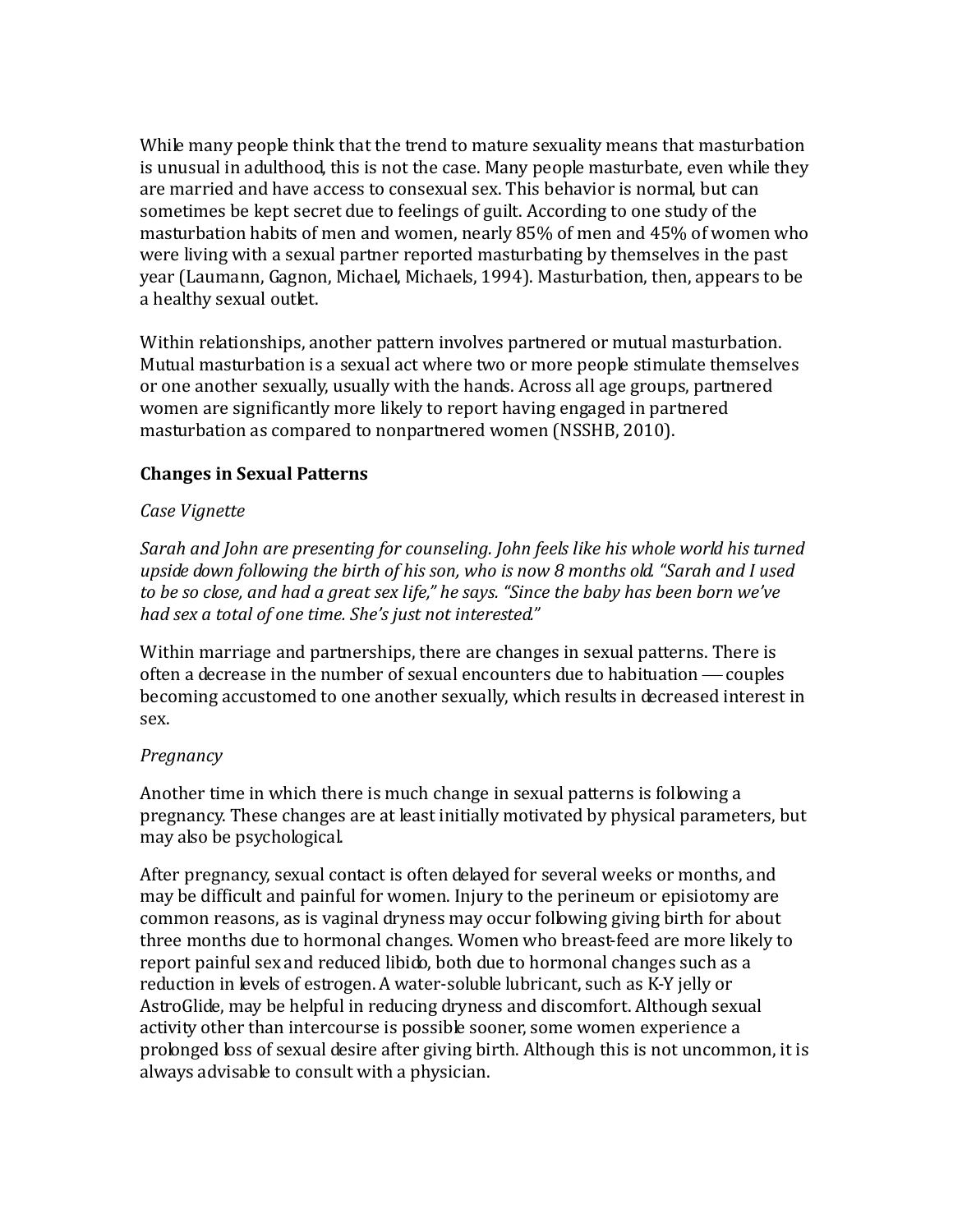While many people think that the trend to mature sexuality means that masturbation is unusual in adulthood, this is not the case. Many people masturbate, even while they are married and have access to consexual sex. This behavior is normal, but can sometimes be kept secret due to feelings of guilt. According to one study of the masturbation habits of men and women, nearly 85% of men and 45% of women who were living with a sexual partner reported masturbating by themselves in the past year (Laumann, Gagnon, Michael, Michaels, 1994). Masturbation, then, appears to be a healthy sexual outlet.

Within relationships, another pattern involves partnered or mutual masturbation. Mutual masturbation is a sexual act where two or more people stimulate themselves or one another sexually, usually with the hands. Across all age groups, partnered women are significantly more likely to report having engaged in partnered masturbation as compared to nonpartnered women (NSSHB, 2010).

### Changes in Sexual Patterns

*Case Vignette*

*Sarah and John are presenting for counseling. John feels like his whole world his turned upside down following the birth of his son, who is now 8 months old. "Sarah and I used to be so close, and had a great sex life," he says. "Since the baby has been born we've had sex a total of one time. She's just not interested."*

Within marriage and partnerships, there are changes in sexual patterns. There is often a decrease in the number of sexual encounters due to habituation — couples becoming accustomed to one another sexually, which results in decreased interest in sex.

*Pregnancy*

Another time in which there is much change in sexual patterns is following a pregnancy. These changes are at least initially motivated by physical parameters, but may also be psychological.

After pregnancy, sexual contact is often delayed for several weeks or months, and may be difficult and painful for women. Injury to the perineum or episiotomy are common reasons, as is vaginal dryness may occur following giving birth for about three months due to hormonal changes. Women who breast-feed are more likely to report painful sex and reduced libido, both due to hormonal changes such as a reduction in levels of estrogen. A water-soluble lubricant, such as K-Y jelly or AstroGlide, may be helpful in reducing dryness and discomfort. Although sexual activity other than intercourse is possible sooner, some women experience a prolonged loss of sexual desire after giving birth. Although this is not uncommon, it is always advisable to consult with a physician.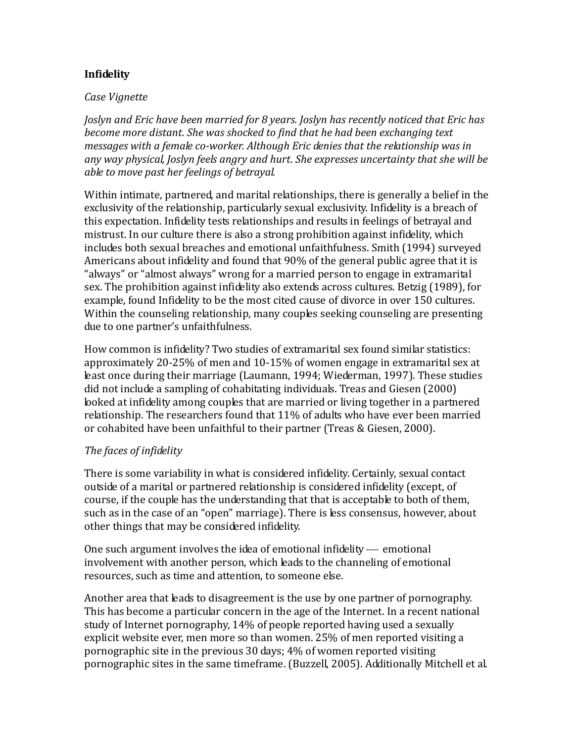**Infidelity**

*Case Vignette*

*Joslyn and Eric have been married for 8 years. Joslyn has recently noticed that Eric has become more distant. She was shocked to find that he had been exchanging text messages with a female co-worker. Although Eric denies that the relationship was in any way physical, Joslyn feels angry and hurt. She expresses uncertainty that she will be able to move past her feelings of betrayal.*

Within intimate, partnered, and marital relationships, there is generally a belief in the exclusivity of the relationship, particularly sexual exclusivity. Infidelity is a breach of this expectation. Infidelity tests relationships and results in feelings of betrayal and mistrust. In our culture there is also a strong prohibition against infidelity, which includes both sexual breaches and emotional unfaithfulness. Smith (1994) surveyed Americans about infidelity and found that 90% of the general public agree that it is "always" or "almost always" wrong for a married person to engage in extramarital sex. The prohibition against infidelity also extends across cultures. Betzig (1989), for example, found Infidelity to be the most cited cause of divorce in over 150 cultures. Within the counseling relationship, many couples seeking counseling are presenting due to one partner's unfaithfulness.

How common is infidelity? Two studies of extramarital sex found similar statistics: approximately 20-25% of men and 10-15% of women engage in extramarital sex at least once during their marriage (Laumann, 1994; Wiederman, 1997). These studies did not include a sampling of cohabitating individuals. Treas and Giesen (2000) looked at infidelity among couples that are married or living together in a partnered relationship. The researchers found that 11% of adults who have ever been married or cohabited have been unfaithful to their partner (Treas & Giesen, 2000).

*The faces of infidelity*

There is some variability in what is considered infidelity. Certainly, sexual contact outside of a marital or partnered relationship is considered infidelity (except, of course, if the couple has the understanding that that is acceptable to both of them, such as in the case of an "open" marriage). There is less consensus, however, about other things that may be considered infidelity.

One such argument involves the idea of emotional infidelity — emotional involvement with another person, which leads to the channeling of emotional resources, such as time and attention, to someone else.

Another area that leads to disagreement is the use by one partner of pornography. This has become a particular concern in the age of the Internet. In a recent national study of Internet pornography, 14% of people reported having used a sexually explicit website ever, men more so than women. 25% of men reported visiting a pornographic site in the previous 30 days; 4% of women reported visiting pornographic sites in the same timeframe. (Buzzell, 2005). Additionally Mitchell et al.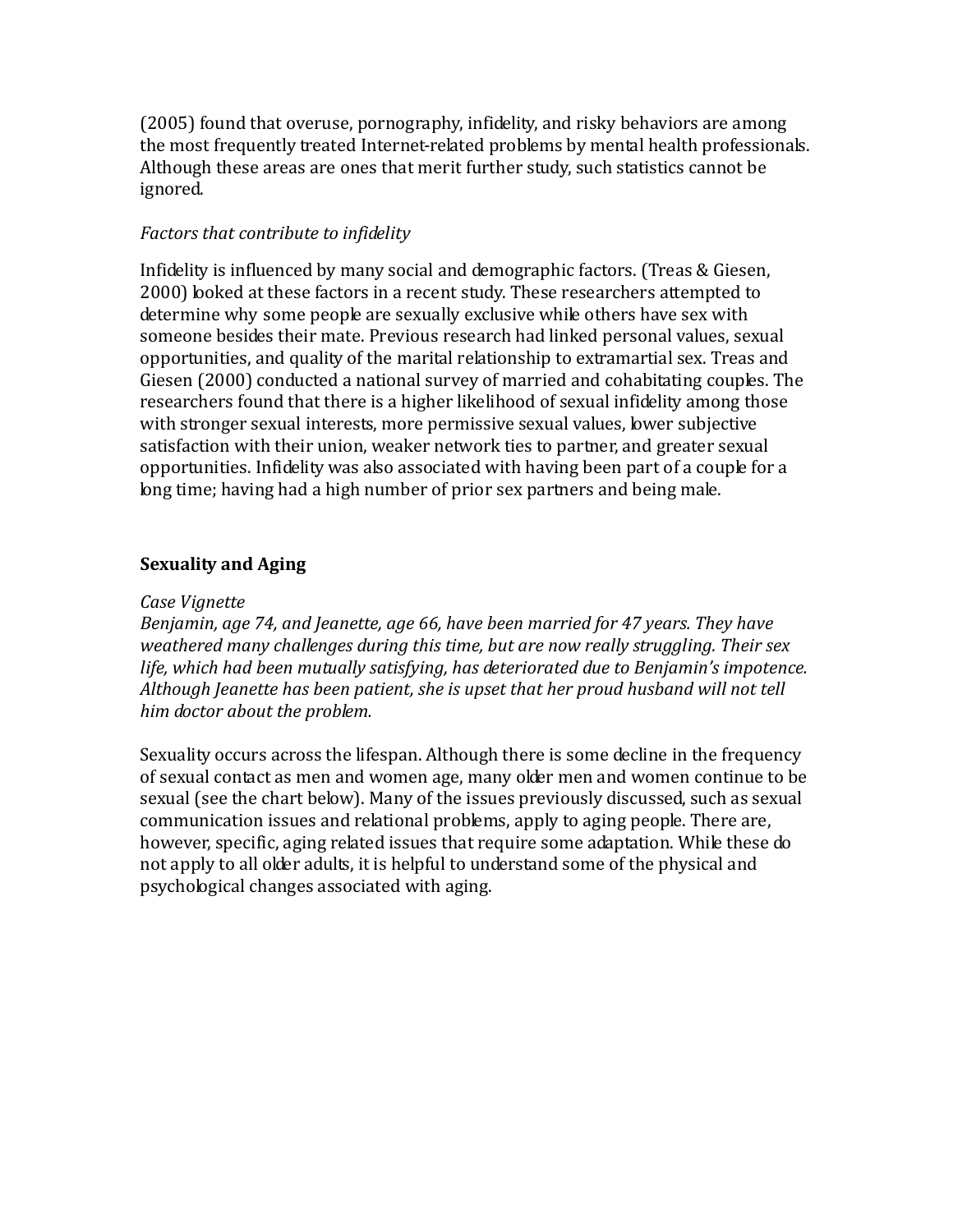(2005) found that overuse, pornography, infidelity, and risky behaviors are among the most frequently treated Internet-related problems by mental health professionals. Although these areas are ones that merit further study, such statistics cannot be ignored.

*Factors that contribute to infidelity*

Infidelity is influenced by many social and demographic factors. (Treas & Giesen, 2000) looked at these factors in a recent study. These researchers attempted to determine why some people are sexually exclusive while others have sex with someone besides their mate. Previous research had linked personal values, sexual opportunities, and quality of the marital relationship to extramartial sex. Treas and Giesen (2000) conducted a national survey of married and cohabitating couples. The researchers found that there is a higher likelihood of sexual infidelity among those with stronger sexual interests, more permissive sexual values, lower subjective satisfaction with their union, weaker network ties to partner, and greater sexual opportunities. Infidelity was also associated with having been part of a couple for a long time; having had a high number of prior sex partners and being male.

## Sexuality and Aging

*Case Vignette*
*Benjamin, age 74, and Jeanette, age 66, have been married for 47 years. They have weathered many challenges during this time, but are now really struggling. Their sex life, which had been mutually satisfying, has deteriorated due to Benjamin's impotence. Although Jeanette has been patient, she is upset that her proud husband will not tell him doctor about the problem.*

Sexuality occurs across the lifespan. Although there is some decline in the frequency of sexual contact as men and women age, many older men and women continue to be sexual (see the chart below). Many of the issues previously discussed, such as sexual communication issues and relational problems, apply to aging people. There are, however, specific, aging related issues that require some adaptation. While these do not apply to all older adults, it is helpful to understand some of the physical and psychological changes associated with aging.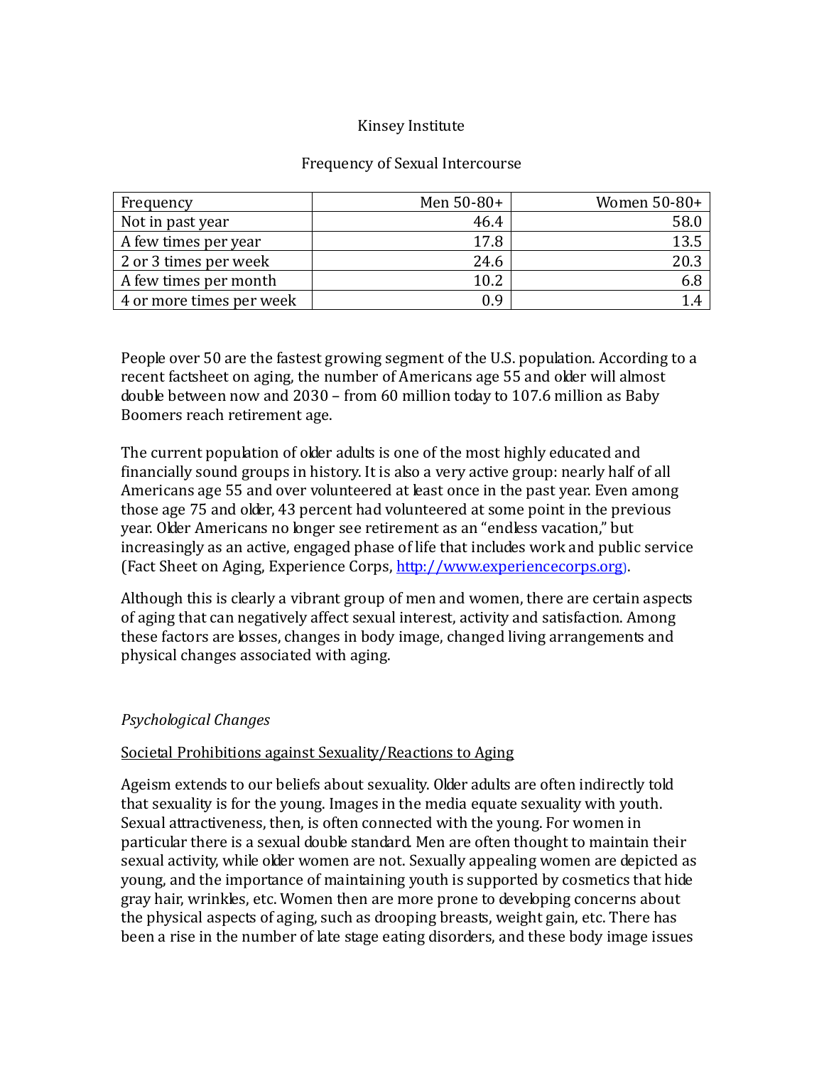Kinsey Institute

Frequency of Sexual Intercourse

| Frequency | Men 50-80+ | Women 50-80+ |
|---|---:|---:|
| Not in past year | 46.4 | 58.0 |
| A few times per year | 17.8 | 13.5 |
| 2 or 3 times per week | 24.6 | 20.3 |
| A few times per month | 10.2 | 6.8 |
| 4 or more times per week | 0.9 | 1.4 |

People over 50 are the fastest growing segment of the U.S. population. According to a recent factsheet on aging, the number of Americans age 55 and older will almost double between now and 2030 – from 60 million today to 107.6 million as Baby Boomers reach retirement age.

The current population of older adults is one of the most highly educated and financially sound groups in history. It is also a very active group: nearly half of all Americans age 55 and over volunteered at least once in the past year. Even among those age 75 and older, 43 percent had volunteered at some point in the previous year. Older Americans no longer see retirement as an "endless vacation," but increasingly as an active, engaged phase of life that includes work and public service (Fact Sheet on Aging, Experience Corps, [http://www.experiencecorps.org](http://www.experiencecorps.org)).

Although this is clearly a vibrant group of men and women, there are certain aspects of aging that can negatively affect sexual interest, activity and satisfaction. Among these factors are losses, changes in body image, changed living arrangements and physical changes associated with aging.

*Psychological Changes*

<u>Societal Prohibitions against Sexuality/Reactions to Aging</u>

Ageism extends to our beliefs about sexuality. Older adults are often indirectly told that sexuality is for the young. Images in the media equate sexuality with youth. Sexual attractiveness, then, is often connected with the young. For women in particular there is a sexual double standard. Men are often thought to maintain their sexual activity, while older women are not. Sexually appealing women are depicted as young, and the importance of maintaining youth is supported by cosmetics that hide gray hair, wrinkles, etc. Women then are more prone to developing concerns about the physical aspects of aging, such as drooping breasts, weight gain, etc. There has been a rise in the number of late stage eating disorders, and these body image issues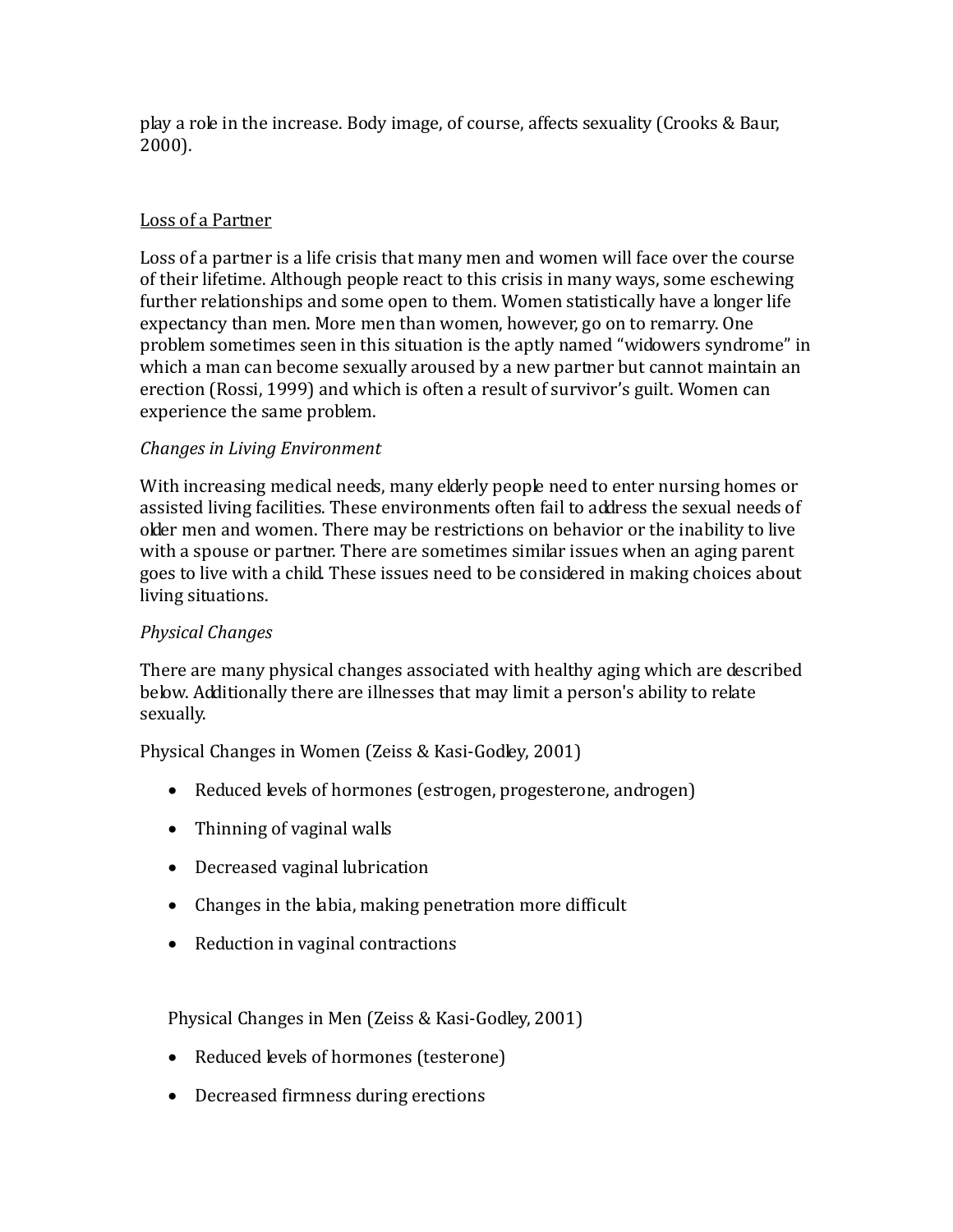play a role in the increase. Body image, of course, affects sexuality (Crooks & Baur, 2000).

<u>Loss of a Partner</u>

Loss of a partner is a life crisis that many men and women will face over the course of their lifetime. Although people react to this crisis in many ways, some eschewing further relationships and some open to them. Women statistically have a longer life expectancy than men. More men than women, however, go on to remarry. One problem sometimes seen in this situation is the aptly named "widowers syndrome" in which a man can become sexually aroused by a new partner but cannot maintain an erection (Rossi, 1999) and which is often a result of survivor's guilt. Women can experience the same problem.

*Changes in Living Environment*

With increasing medical needs, many elderly people need to enter nursing homes or assisted living facilities. These environments often fail to address the sexual needs of older men and women. There may be restrictions on behavior or the inability to live with a spouse or partner. There are sometimes similar issues when an aging parent goes to live with a child. These issues need to be considered in making choices about living situations.

*Physical Changes*

There are many physical changes associated with healthy aging which are described below. Additionally there are illnesses that may limit a person's ability to relate sexually.

Physical Changes in Women (Zeiss & Kasi-Godley, 2001)

- Reduced levels of hormones (estrogen, progesterone, androgen)
- Thinning of vaginal walls
- Decreased vaginal lubrication
- Changes in the labia, making penetration more difficult
- Reduction in vaginal contractions

Physical Changes in Men (Zeiss & Kasi-Godley, 2001)

- Reduced levels of hormones (testerone)
- Decreased firmness during erections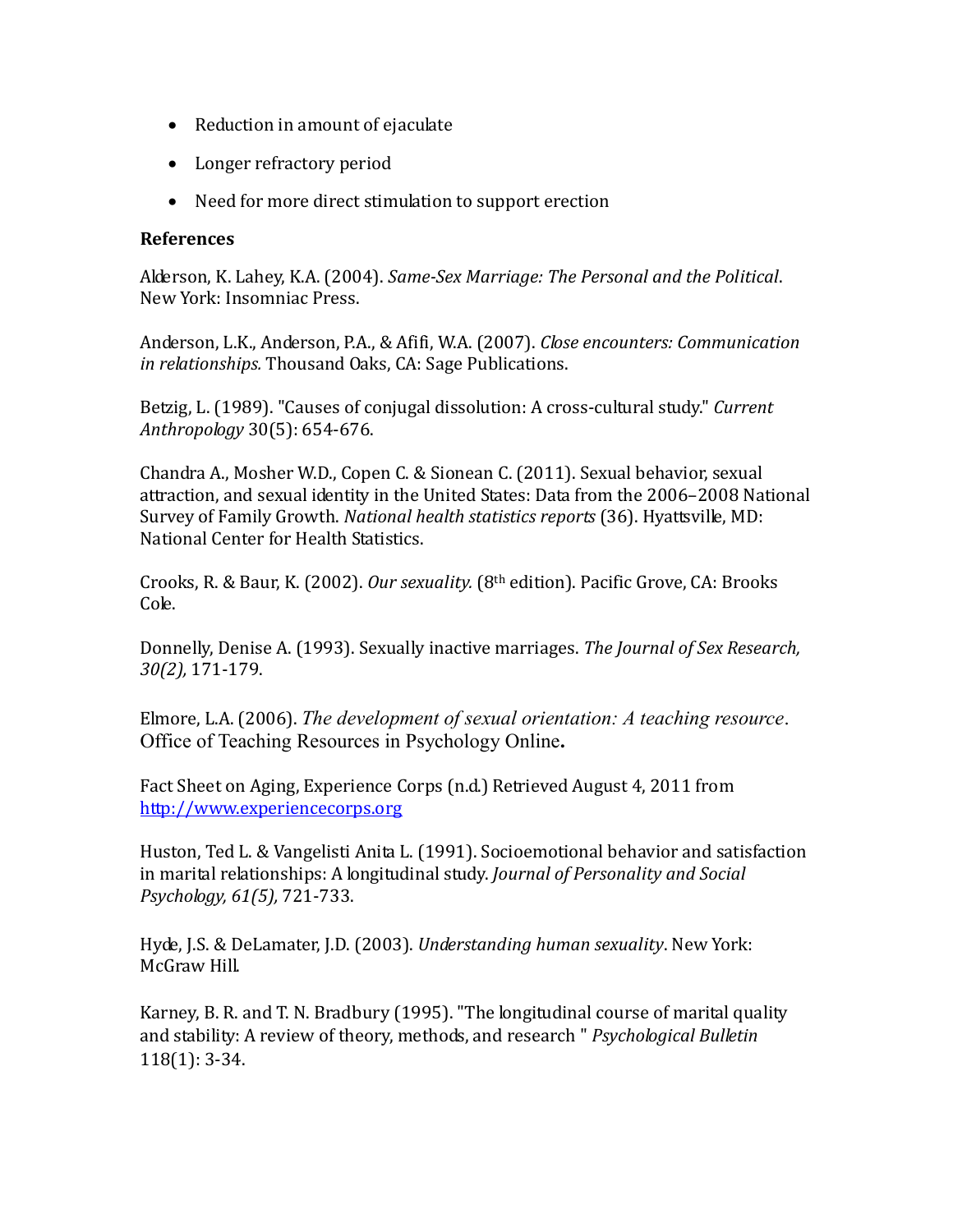- Reduction in amount of ejaculate
- Longer refractory period
- Need for more direct stimulation to support erection

**References**

Alderson, K. Lahey, K.A. (2004). *Same-Sex Marriage: The Personal and the Political*. New York: Insomniac Press.

Anderson, L.K., Anderson, P.A., & Afifi, W.A. (2007). *Close encounters: Communication in relationships.* Thousand Oaks, CA: Sage Publications.

Betzig, L. (1989). "Causes of conjugal dissolution: A cross-cultural study." *Current Anthropology* 30(5): 654-676.

Chandra A., Mosher W.D., Copen C. & Sionean C. (2011). Sexual behavior, sexual attraction, and sexual identity in the United States: Data from the 2006–2008 National Survey of Family Growth. *National health statistics reports* (36). Hyattsville, MD: National Center for Health Statistics.

Crooks, R. & Baur, K. (2002). *Our sexuality.* (8th edition). Pacific Grove, CA: Brooks Cole.

Donnelly, Denise A. (1993). Sexually inactive marriages. *The Journal of Sex Research, 30(2),* 171-179.

Elmore, L.A. (2006). *The development of sexual orientation: A teaching resource*. Office of Teaching Resources in Psychology Online**.**

Fact Sheet on Aging, Experience Corps (n.d.) Retrieved August 4, 2011 from http://www.experiencecorps.org

Huston, Ted L. & Vangelisti Anita L. (1991). Socioemotional behavior and satisfaction in marital relationships: A longitudinal study. *Journal of Personality and Social Psychology, 61(5),* 721-733.

Hyde, J.S. & DeLamater, J.D. (2003). *Understanding human sexuality*. New York: McGraw Hill.

Karney, B. R. and T. N. Bradbury (1995). "The longitudinal course of marital quality and stability: A review of theory, methods, and research " *Psychological Bulletin* 118(1): 3-34.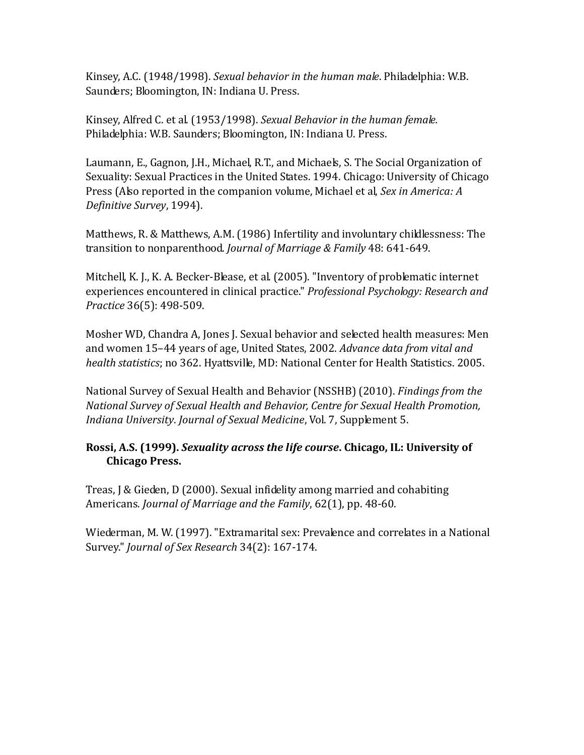Kinsey, A.C. (1948/1998). *Sexual behavior in the human male*. Philadelphia: W.B. Saunders; Bloomington, IN: Indiana U. Press.

Kinsey, Alfred C. et al. (1953/1998). *Sexual Behavior in the human female.* Philadelphia: W.B. Saunders; Bloomington, IN: Indiana U. Press.

Laumann, E., Gagnon, J.H., Michael, R.T., and Michaels, S. The Social Organization of Sexuality: Sexual Practices in the United States. 1994. Chicago: University of Chicago Press (Also reported in the companion volume, Michael et al, *Sex in America: A Definitive Survey*, 1994).

Matthews, R. & Matthews, A.M. (1986) Infertility and involuntary childlessness: The transition to nonparenthood. *Journal of Marriage & Family* 48: 641-649.

Mitchell, K. J., K. A. Becker-Blease, et al. (2005). "Inventory of problematic internet experiences encountered in clinical practice." *Professional Psychology: Research and Practice* 36(5): 498-509.

Mosher WD, Chandra A, Jones J. Sexual behavior and selected health measures: Men and women 15–44 years of age, United States, 2002. *Advance data from vital and health statistics*; no 362. Hyattsville, MD: National Center for Health Statistics. 2005.

National Survey of Sexual Health and Behavior (NSSHB) (2010). *Findings from the National Survey of Sexual Health and Behavior, Centre for Sexual Health Promotion, Indiana University*. *Journal of Sexual Medicine*, Vol. 7, Supplement 5.

**Rossi, A.S. (1999). *Sexuality across the life course*. Chicago, IL: University of Chicago Press.**

Treas, J & Gieden, D (2000). Sexual infidelity among married and cohabiting Americans. *Journal of Marriage and the Family*, 62(1), pp. 48-60.

Wiederman, M. W. (1997). "Extramarital sex: Prevalence and correlates in a National Survey." *Journal of Sex Research* 34(2): 167-174.